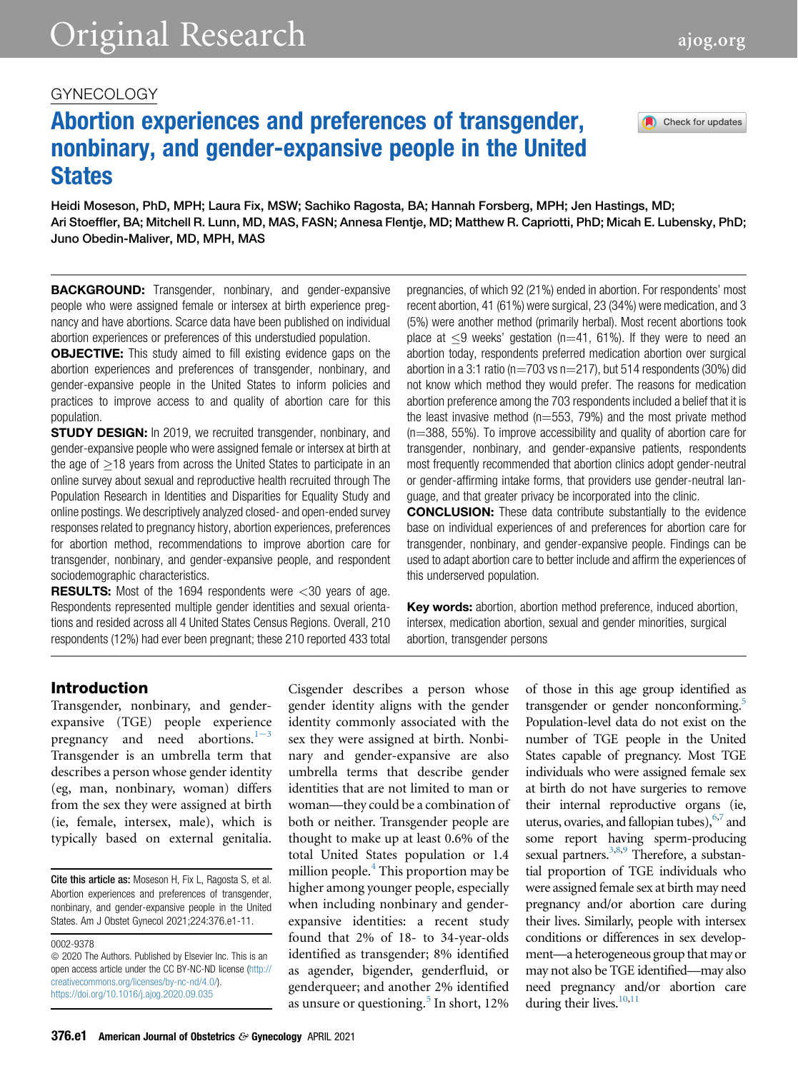GYNECOLOGY

# Abortion experiences and preferences of transgender, nonbinary, and gender-expansive people in the United States

Heidi Moseson, PhD, MPH; Laura Fix, MSW; Sachiko Ragosta, BA; Hannah Forsberg, MPH; Jen Hastings, MD; Ari Stoeffler, BA; Mitchell R. Lunn, MD, MAS, FASN; Annesa Flentje, MD; Matthew R. Capriotti, PhD; Micah E. Lubensky, PhD; Juno Obedin-Maliver, MD, MPH, MAS

**BACKGROUND:** Transgender, nonbinary, and gender-expansive people who were assigned female or intersex at birth experience pregnancy and have abortions. Scarce data have been published on individual abortion experiences or preferences of this understudied population.

**OBJECTIVE:** This study aimed to fill existing evidence gaps on the abortion experiences and preferences of transgender, nonbinary, and gender-expansive people in the United States to inform policies and practices to improve access to and quality of abortion care for this population.

**STUDY DESIGN:** In 2019, we recruited transgender, nonbinary, and gender-expansive people who were assigned female or intersex at birth at the age of ≥18 years from across the United States to participate in an online survey about sexual and reproductive health recruited through The Population Research in Identities and Disparities for Equality Study and online postings. We descriptively analyzed closed- and open-ended survey responses related to pregnancy history, abortion experiences, preferences for abortion method, recommendations to improve abortion care for transgender, nonbinary, and gender-expansive people, and respondent sociodemographic characteristics.

**RESULTS:** Most of the 1694 respondents were <30 years of age. Respondents represented multiple gender identities and sexual orientations and resided across all 4 United States Census Regions. Overall, 210 respondents (12%) had ever been pregnant; these 210 reported 433 total pregnancies, of which 92 (21%) ended in abortion. For respondents' most recent abortion, 41 (61%) were surgical, 23 (34%) were medication, and 3 (5%) were another method (primarily herbal). Most recent abortions took place at ≤9 weeks' gestation (n=41, 61%). If they were to need an abortion today, respondents preferred medication abortion over surgical abortion in a 3:1 ratio (n=703 vs n=217), but 514 respondents (30%) did not know which method they would prefer. The reasons for medication abortion preference among the 703 respondents included a belief that it is the least invasive method (n=553, 79%) and the most private method (n=388, 55%). To improve accessibility and quality of abortion care for transgender, nonbinary, and gender-expansive patients, respondents most frequently recommended that abortion clinics adopt gender-neutral or gender-affirming intake forms, that providers use gender-neutral language, and that greater privacy be incorporated into the clinic.

**CONCLUSION:** These data contribute substantially to the evidence base on individual experiences of and preferences for abortion care for transgender, nonbinary, and gender-expansive people. Findings can be used to adapt abortion care to better include and affirm the experiences of this underserved population.

**Key words:** abortion, abortion method preference, induced abortion, intersex, medication abortion, sexual and gender minorities, surgical abortion, transgender persons

## Introduction

Transgender, nonbinary, and gender-expansive (TGE) people experience pregnancy and need abortions.[1–3] Transgender is an umbrella term that describes a person whose gender identity (eg, man, nonbinary, woman) differs from the sex they were assigned at birth (ie, female, intersex, male), which is typically based on external genitalia. Cisgender describes a person whose gender identity aligns with the gender they were assigned at birth. Nonbinary and gender-expansive are also umbrella terms that describe gender identities that are not limited to man or woman—they could be a combination of both or neither. Transgender people are thought to make up at least 0.6% of the total United States population or 1.4 million people.[4] This proportion may be higher among younger people, especially when including nonbinary and gender-expansive identities: a recent study found that 2% of 18- to 34-year-olds identified as transgender; 8% identified as agender, bigender, genderfluid, or genderqueer; and another 2% identified as unsure or questioning.[5] In short, 12% of those in this age group identified as transgender or gender nonconforming.[5] Population-level data do not exist on the number of TGE people in the United States capable of pregnancy. Most TGE individuals who were assigned female sex at birth do not have surgeries to remove their internal reproductive organs (ie, uterus, ovaries, and fallopian tubes),[6,7] and some report having sperm-producing sexual partners.[3,8,9] Therefore, a substantial proportion of TGE individuals who were assigned female sex at birth may need pregnancy and/or abortion care during their lives. Similarly, people with intersex conditions or differences in sex development—a heterogeneous group that may or may not also be TGE identified—may also need pregnancy and/or abortion care during their lives.[10,11]

**Cite this article as:** Moseson H, Fix L, Ragosta S, et al. Abortion experiences and preferences of transgender, nonbinary, and gender-expansive people in the United States. Am J Obstet Gynecol 2021;224:376.e1-11.

0002-9378

© 2020 The Authors. Published by Elsevier Inc. This is an open access article under the CC BY-NC-ND license (http://creativecommons.org/licenses/by-nc-nd/4.0/).
https://doi.org/10.1016/j.ajog.2020.09.035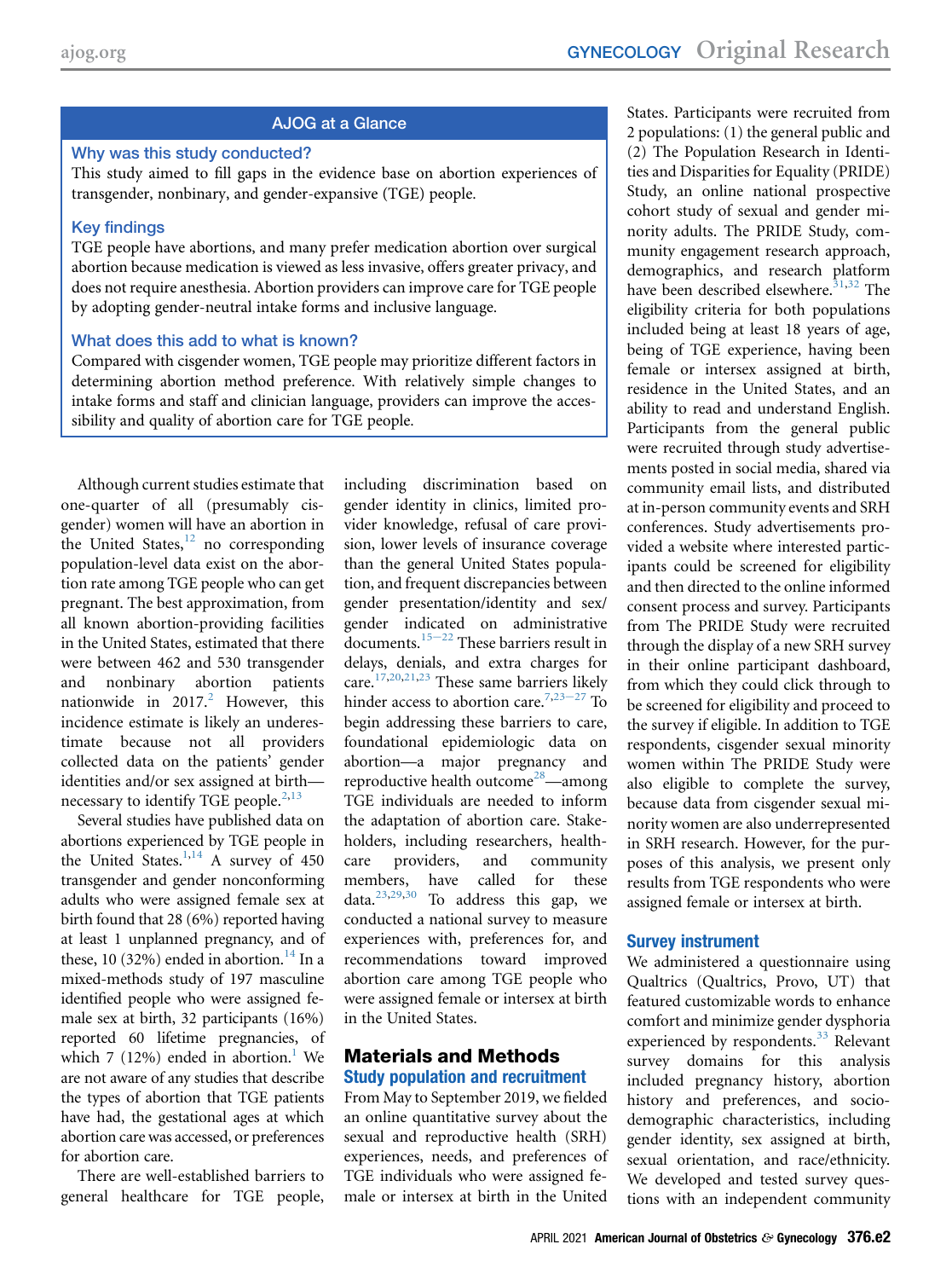## AJOG at a Glance

### Why was this study conducted?

This study aimed to fill gaps in the evidence base on abortion experiences of transgender, nonbinary, and gender-expansive (TGE) people.

### Key findings

TGE people have abortions, and many prefer medication abortion over surgical abortion because medication is viewed as less invasive, offers greater privacy, and does not require anesthesia. Abortion providers can improve care for TGE people by adopting gender-neutral intake forms and inclusive language.

### What does this add to what is known?

Compared with cisgender women, TGE people may prioritize different factors in determining abortion method preference. With relatively simple changes to intake forms and staff and clinician language, providers can improve the accessibility and quality of abortion care for TGE people.

Although current studies estimate that one-quarter of all (presumably cisgender) women will have an abortion in the United States,[12] no corresponding population-level data exist on the abortion rate among TGE people who can get pregnant. The best approximation, from all known abortion-providing facilities in the United States, estimated that there were between 462 and 530 transgender and nonbinary abortion patients nationwide in 2017.[2] However, this incidence estimate is likely an underestimate because not all providers collected data on the patients' gender identities and/or sex assigned at birth—necessary to identify TGE people.[2,13]

Several studies have published data on abortions experienced by TGE people in the United States.[1,14] A survey of 450 transgender and gender nonconforming adults who were assigned female sex at birth found that 28 (6%) reported having at least 1 unplanned pregnancy, and of these, 10 (32%) ended in abortion.[14] In a mixed-methods study of 197 masculine identified people who were assigned female sex at birth, 32 participants (16%) reported 60 lifetime pregnancies, of which 7 (12%) ended in abortion.[1] We are not aware of any studies that describe the types of abortion that TGE patients have had, the gestational ages at which abortion care was accessed, or preferences for abortion care.

There are well-established barriers to general healthcare for TGE people, including discrimination based on gender identity in clinics, limited provider knowledge, refusal of care provision, lower levels of insurance coverage than the general United States population, and frequent discrepancies between gender presentation/identity and sex/gender indicated on administrative documents.[15–22] These barriers result in delays, denials, and extra charges for care.[17,20,21,23] These same barriers likely hinder access to abortion care.[7,23–27] To begin addressing these barriers to care, foundational epidemiologic data on abortion—a major pregnancy and reproductive health outcome[28]—among TGE individuals are needed to inform the adaptation of abortion care. Stakeholders, including researchers, healthcare providers, and community members, have called for these data.[23,29,30] To address this gap, we conducted a national survey to measure experiences with, preferences for, and recommendations toward improved abortion care among TGE people who were assigned female or intersex at birth in the United States.

## Materials and Methods

### Study population and recruitment

From May to September 2019, we fielded an online quantitative survey about the sexual and reproductive health (SRH) experiences, needs, and preferences of TGE individuals who were assigned female or intersex at birth in the United States. Participants were recruited from 2 populations: (1) the general public and (2) The Population Research in Identities and Disparities for Equality (PRIDE) Study, an online national prospective cohort study of sexual and gender minority adults. The PRIDE Study, community engagement research approach, demographics, and research platform have been described elsewhere.[31,32] The eligibility criteria for both populations included being at least 18 years of age, being of TGE experience, having been female or intersex assigned at birth, residence in the United States, and an ability to read and understand English. Participants from the general public were recruited through study advertisements posted in social media, shared via community email lists, and distributed at in-person community events and SRH conferences. Study advertisements provided a website where interested participants could be screened for eligibility and then directed to the online informed consent process and survey. Participants from The PRIDE Study were recruited through the display of a new SRH survey in their online participant dashboard, from which they could click through to be screened for eligibility and proceed to the survey if eligible. In addition to TGE respondents, cisgender sexual minority women within The PRIDE Study were also eligible to complete the survey, because data from cisgender sexual minority women are also underrepresented in SRH research. However, for the purposes of this analysis, we present only results from TGE respondents who were assigned female or intersex at birth.

### Survey instrument

We administered a questionnaire using Qualtrics (Qualtrics, Provo, UT) that featured customizable words to enhance comfort and minimize gender dysphoria experienced by respondents.[33] Relevant survey domains for this analysis included pregnancy history, abortion history and preferences, and sociodemographic characteristics, including gender identity, sex assigned at birth, sexual orientation, and race/ethnicity. We developed and tested survey questions with an independent community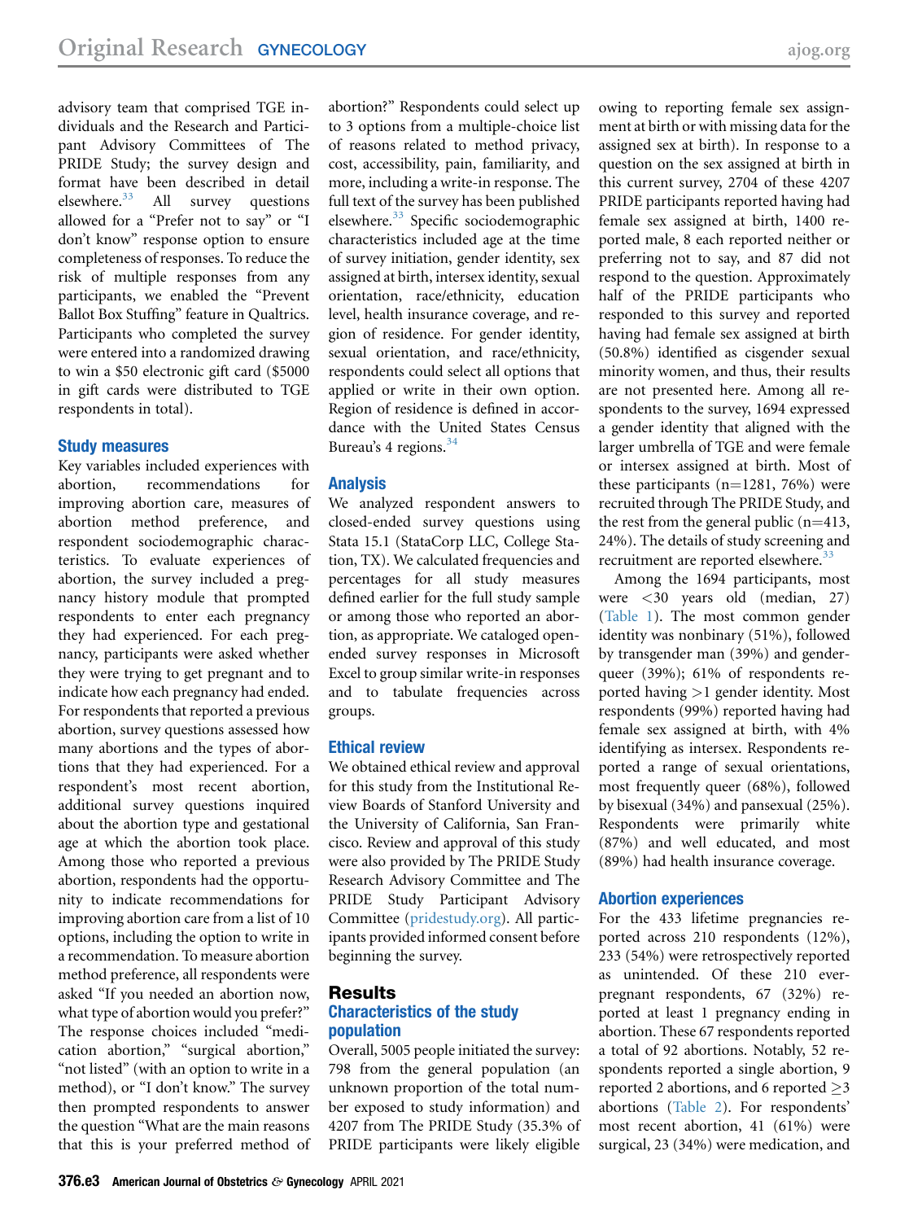advisory team that comprised TGE individuals and the Research and Participant Advisory Committees of The PRIDE Study; the survey design and format have been described in detail elsewhere.[33] All survey questions allowed for a "Prefer not to say" or "I don't know" response option to ensure completeness of responses. To reduce the risk of multiple responses from any participants, we enabled the "Prevent Ballot Box Stuffing" feature in Qualtrics. Participants who completed the survey were entered into a randomized drawing to win a $50 electronic gift card ($5000 in gift cards were distributed to TGE respondents in total).

## Study measures

Key variables included experiences with abortion, recommendations for improving abortion care, measures of abortion method preference, and respondent sociodemographic characteristics. To evaluate experiences of abortion, the survey included a pregnancy history module that prompted respondents to enter each pregnancy they had experienced. For each pregnancy, participants were asked whether they were trying to get pregnant and to indicate how each pregnancy had ended. For respondents that reported a previous abortion, survey questions assessed how many abortions and the types of abortions that they had experienced. For a respondent's most recent abortion, additional survey questions inquired about the abortion type and gestational age at which the abortion took place. Among those who reported a previous abortion, respondents had the opportunity to indicate recommendations for improving abortion care from a list of 10 options, including the option to write in a recommendation. To measure abortion method preference, all respondents were asked "If you needed an abortion now, what type of abortion would you prefer?" The response choices included "medication abortion," "surgical abortion," "not listed" (with an option to write in a method), or "I don't know." The survey then prompted respondents to answer the question "What are the main reasons that this is your preferred method of abortion?" Respondents could select up to 3 options from a multiple-choice list of reasons related to method privacy, cost, accessibility, pain, familiarity, and more, including a write-in response. The full text of the survey has been published elsewhere.[33] Specific sociodemographic characteristics included age at the time of survey initiation, gender identity, sex assigned at birth, intersex identity, sexual orientation, race/ethnicity, education level, health insurance coverage, and region of residence. For gender identity, sexual orientation, and race/ethnicity, respondents could select all options that applied or write in their own option. Region of residence is defined in accordance with the United States Census Bureau's 4 regions.[34]

## Analysis

We analyzed respondent answers to closed-ended survey questions using Stata 15.1 (StataCorp LLC, College Station, TX). We calculated frequencies and percentages for all study measures defined earlier for the full study sample or among those who reported an abortion, as appropriate. We cataloged open-ended survey responses in Microsoft Excel to group similar write-in responses and to tabulate frequencies across groups.

## Ethical review

We obtained ethical review and approval for this study from the Institutional Review Boards of Stanford University and the University of California, San Francisco. Review and approval of this study were also provided by The PRIDE Study Research Advisory Committee and The PRIDE Study Participant Advisory Committee (pridestudy.org). All participants provided informed consent before beginning the survey.

# Results

## Characteristics of the study population

Overall, 5005 people initiated the survey: 798 from the general population (an unknown proportion of the total number exposed to study information) and 4207 from The PRIDE Study (35.3% of PRIDE participants were likely eligible owing to reporting female sex assignment at birth or with missing data for the assigned sex at birth). In response to a question on the sex assigned at birth in this current survey, 2704 of these 4207 PRIDE participants reported having had female sex assigned at birth, 1400 reported male, 8 each reported neither or preferring not to say, and 87 did not respond to the question. Approximately half of the PRIDE participants who responded to this survey and reported having had female sex assigned at birth (50.8%) identified as cisgender sexual minority women, and thus, their results are not presented here. Among all respondents to the survey, 1694 expressed a gender identity that aligned with the larger umbrella of TGE and were female or intersex assigned at birth. Most of these participants (n=1281, 76%) were recruited through The PRIDE Study, and the rest from the general public (n=413, 24%). The details of study screening and recruitment are reported elsewhere.[33]

Among the 1694 participants, most were <30 years old (median, 27) (Table 1). The most common gender identity was nonbinary (51%), followed by transgender man (39%) and genderqueer (39%); 61% of respondents reported having >1 gender identity. Most respondents (99%) reported having had female sex assigned at birth, with 4% identifying as intersex. Respondents reported a range of sexual orientations, most frequently queer (68%), followed by bisexual (34%) and pansexual (25%). Respondents were primarily white (87%) and well educated, and most (89%) had health insurance coverage.

## Abortion experiences

For the 433 lifetime pregnancies reported across 210 respondents (12%), 233 (54%) were retrospectively reported as unintended. Of these 210 ever-pregnant respondents, 67 (32%) reported at least 1 pregnancy ending in abortion. These 67 respondents reported a total of 92 abortions. Notably, 52 respondents reported a single abortion, 9 reported 2 abortions, and 6 reported ≥3 abortions (Table 2). For respondents' most recent abortion, 41 (61%) were surgical, 23 (34%) were medication, and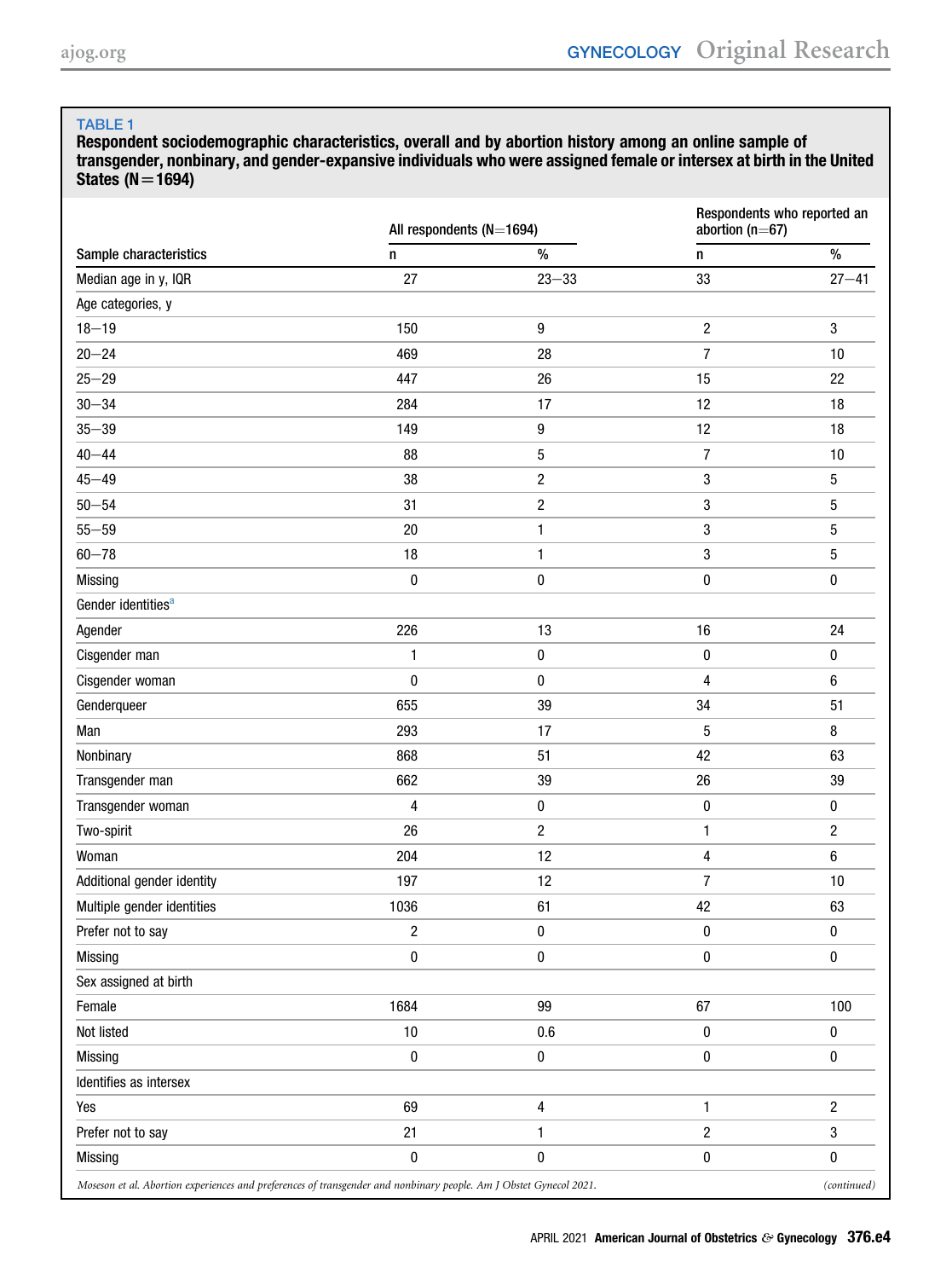**TABLE 1**

**Respondent sociodemographic characteristics, overall and by abortion history among an online sample of transgender, nonbinary, and gender-expansive individuals who were assigned female or intersex at birth in the United States (N=1694)**

| | All respondents (N=1694) | | Respondents who reported an abortion (n=67) | |
|---|---|---|---|---|
| Sample characteristics | n | % | n | % |
| Median age in y, IQR | 27 | 23−33 | 33 | 27−41 |
| Age categories, y | | | | |
| 18−19 | 150 | 9 | 2 | 3 |
| 20−24 | 469 | 28 | 7 | 10 |
| 25−29 | 447 | 26 | 15 | 22 |
| 30−34 | 284 | 17 | 12 | 18 |
| 35−39 | 149 | 9 | 12 | 18 |
| 40−44 | 88 | 5 | 7 | 10 |
| 45−49 | 38 | 2 | 3 | 5 |
| 50−54 | 31 | 2 | 3 | 5 |
| 55−59 | 20 | 1 | 3 | 5 |
| 60−78 | 18 | 1 | 3 | 5 |
| Missing | 0 | 0 | 0 | 0 |
| Gender identities[a] | | | | |
| Agender | 226 | 13 | 16 | 24 |
| Cisgender man | 1 | 0 | 0 | 0 |
| Cisgender woman | 0 | 0 | 4 | 6 |
| Genderqueer | 655 | 39 | 34 | 51 |
| Man | 293 | 17 | 5 | 8 |
| Nonbinary | 868 | 51 | 42 | 63 |
| Transgender man | 662 | 39 | 26 | 39 |
| Transgender woman | 4 | 0 | 0 | 0 |
| Two-spirit | 26 | 2 | 1 | 2 |
| Woman | 204 | 12 | 4 | 6 |
| Additional gender identity | 197 | 12 | 7 | 10 |
| Multiple gender identities | 1036 | 61 | 42 | 63 |
| Prefer not to say | 2 | 0 | 0 | 0 |
| Missing | 0 | 0 | 0 | 0 |
| Sex assigned at birth | | | | |
| Female | 1684 | 99 | 67 | 100 |
| Not listed | 10 | 0.6 | 0 | 0 |
| Missing | 0 | 0 | 0 | 0 |
| Identifies as intersex | | | | |
| Yes | 69 | 4 | 1 | 2 |
| Prefer not to say | 21 | 1 | 2 | 3 |
| Missing | 0 | 0 | 0 | 0 |

*Moseson et al. Abortion experiences and preferences of transgender and nonbinary people. Am J Obstet Gynecol 2021.*

*(continued)*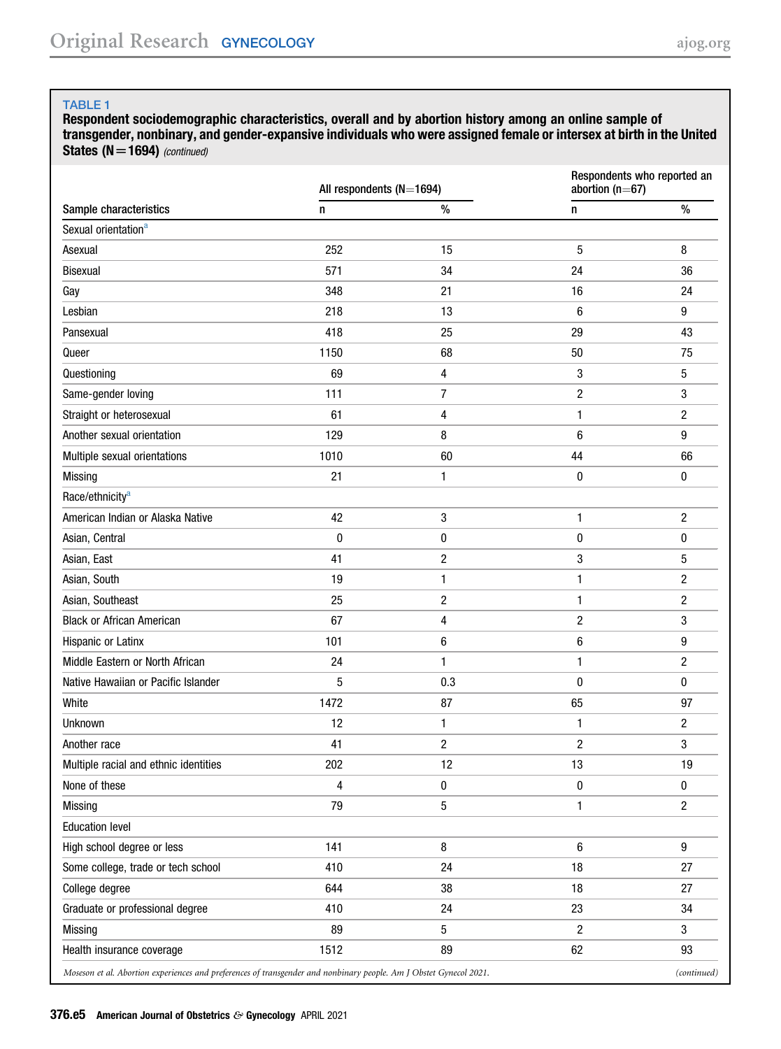**TABLE 1**

**Respondent sociodemographic characteristics, overall and by abortion history among an online sample of transgender, nonbinary, and gender-expansive individuals who were assigned female or intersex at birth in the United States (N=1694)** *(continued)*

| Sample characteristics | All respondents (N=1694) | | Respondents who reported an abortion (n=67) | |
|---|---|---|---|---|
| | n | % | n | % |
| Sexual orientation[a] | | | | |
| Asexual | 252 | 15 | 5 | 8 |
| Bisexual | 571 | 34 | 24 | 36 |
| Gay | 348 | 21 | 16 | 24 |
| Lesbian | 218 | 13 | 6 | 9 |
| Pansexual | 418 | 25 | 29 | 43 |
| Queer | 1150 | 68 | 50 | 75 |
| Questioning | 69 | 4 | 3 | 5 |
| Same-gender loving | 111 | 7 | 2 | 3 |
| Straight or heterosexual | 61 | 4 | 1 | 2 |
| Another sexual orientation | 129 | 8 | 6 | 9 |
| Multiple sexual orientations | 1010 | 60 | 44 | 66 |
| Missing | 21 | 1 | 0 | 0 |
| Race/ethnicity[a] | | | | |
| American Indian or Alaska Native | 42 | 3 | 1 | 2 |
| Asian, Central | 0 | 0 | 0 | 0 |
| Asian, East | 41 | 2 | 3 | 5 |
| Asian, South | 19 | 1 | 1 | 2 |
| Asian, Southeast | 25 | 2 | 1 | 2 |
| Black or African American | 67 | 4 | 2 | 3 |
| Hispanic or Latinx | 101 | 6 | 6 | 9 |
| Middle Eastern or North African | 24 | 1 | 1 | 2 |
| Native Hawaiian or Pacific Islander | 5 | 0.3 | 0 | 0 |
| White | 1472 | 87 | 65 | 97 |
| Unknown | 12 | 1 | 1 | 2 |
| Another race | 41 | 2 | 2 | 3 |
| Multiple racial and ethnic identities | 202 | 12 | 13 | 19 |
| None of these | 4 | 0 | 0 | 0 |
| Missing | 79 | 5 | 1 | 2 |
| Education level | | | | |
| High school degree or less | 141 | 8 | 6 | 9 |
| Some college, trade or tech school | 410 | 24 | 18 | 27 |
| College degree | 644 | 38 | 18 | 27 |
| Graduate or professional degree | 410 | 24 | 23 | 34 |
| Missing | 89 | 5 | 2 | 3 |
| Health insurance coverage | 1512 | 89 | 62 | 93 |

*Moseson et al. Abortion experiences and preferences of transgender and nonbinary people. Am J Obstet Gynecol 2021.* *(continued)*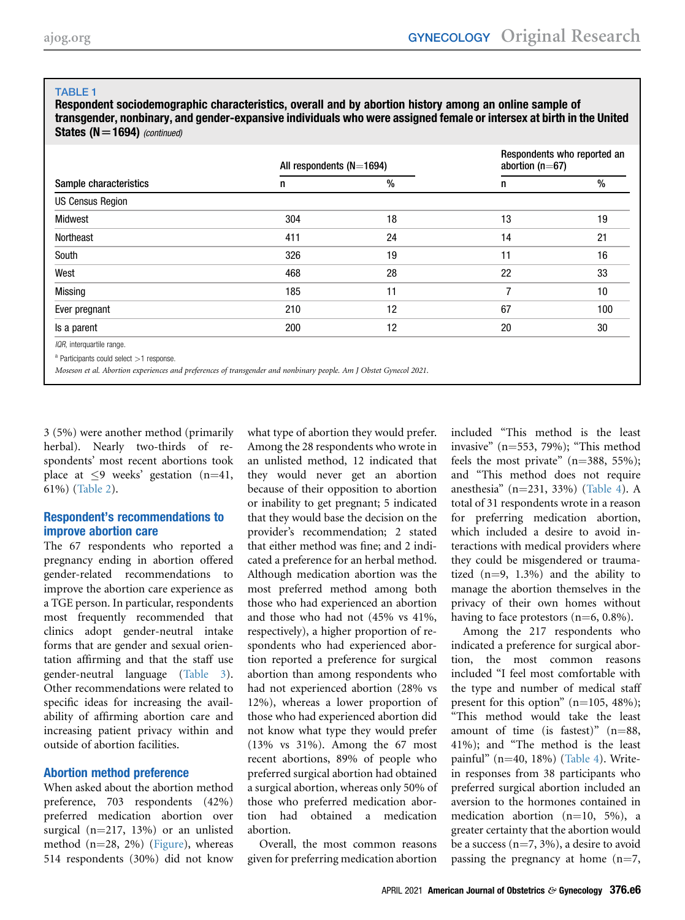**TABLE 1**

**Respondent sociodemographic characteristics, overall and by abortion history among an online sample of transgender, nonbinary, and gender-expansive individuals who were assigned female or intersex at birth in the United States (N=1694)** *(continued)*

| | All respondents (N=1694) | | Respondents who reported an abortion (n=67) | |
|---|---|---|---|---|
| Sample characteristics | n | % | n | % |
| US Census Region | | | | |
| Midwest | 304 | 18 | 13 | 19 |
| Northeast | 411 | 24 | 14 | 21 |
| South | 326 | 19 | 11 | 16 |
| West | 468 | 28 | 22 | 33 |
| Missing | 185 | 11 | 7 | 10 |
| Ever pregnant | 210 | 12 | 67 | 100 |
| Is a parent | 200 | 12 | 20 | 30 |

*IQR*, interquartile range.

[a] Participants could select >1 response.

*Moseson et al. Abortion experiences and preferences of transgender and nonbinary people. Am J Obstet Gynecol 2021.*

3 (5%) were another method (primarily herbal). Nearly two-thirds of respondents' most recent abortions took place at ≤9 weeks' gestation (n=41, 61%) (Table 2).

## Respondent's recommendations to improve abortion care

The 67 respondents who reported a pregnancy ending in abortion offered gender-related recommendations to improve the abortion care experience as a TGE person. In particular, respondents most frequently recommended that clinics adopt gender-neutral intake forms that are gender and sexual orientation affirming and that the staff use gender-neutral language (Table 3). Other recommendations were related to specific ideas for increasing the availability of affirming abortion care and increasing patient privacy within and outside of abortion facilities.

## Abortion method preference

When asked about the abortion method preference, 703 respondents (42%) preferred medication abortion over surgical (n=217, 13%) or an unlisted method (n=28, 2%) (Figure), whereas 514 respondents (30%) did not know what type of abortion they would prefer. Among the 28 respondents who wrote in an unlisted method, 12 indicated that they would never get an abortion because of their opposition to abortion or inability to get pregnant; 5 indicated that they would base the decision on the provider's recommendation; 2 stated that either method was fine; and 2 indicated a preference for an herbal method. Although medication abortion was the most preferred method among both those who had experienced an abortion and those who had not (45% vs 41%, respectively), a higher proportion of respondents who had experienced abortion reported a preference for surgical abortion than among respondents who had not experienced abortion (28% vs 12%), whereas a lower proportion of those who had experienced abortion did not know what type they would prefer (13% vs 31%). Among the 67 most recent abortions, 89% of people who preferred surgical abortion had obtained a surgical abortion, whereas only 50% of those who preferred medication abortion had obtained a medication abortion.

Overall, the most common reasons given for preferring medication abortion included "This method is the least invasive" (n=553, 79%); "This method feels the most private" (n=388, 55%); and "This method does not require anesthesia" (n=231, 33%) (Table 4). A total of 31 respondents wrote in a reason for preferring medication abortion, which included a desire to avoid interactions with medical providers where they could be misgendered or traumatized (n=9, 1.3%) and the ability to manage the abortion themselves in the privacy of their own homes without having to face protestors (n=6, 0.8%).

Among the 217 respondents who indicated a preference for surgical abortion, the most common reasons included "I feel most comfortable with the type and number of medical staff present for this option" (n=105, 48%); "This method would take the least amount of time (is fastest)" (n=88, 41%); and "The method is the least painful" (n=40, 18%) (Table 4). Write-in responses from 38 participants who preferred surgical abortion included an aversion to the hormones contained in medication abortion (n=10, 5%), a greater certainty that the abortion would be a success (n=7, 3%), a desire to avoid passing the pregnancy at home (n=7,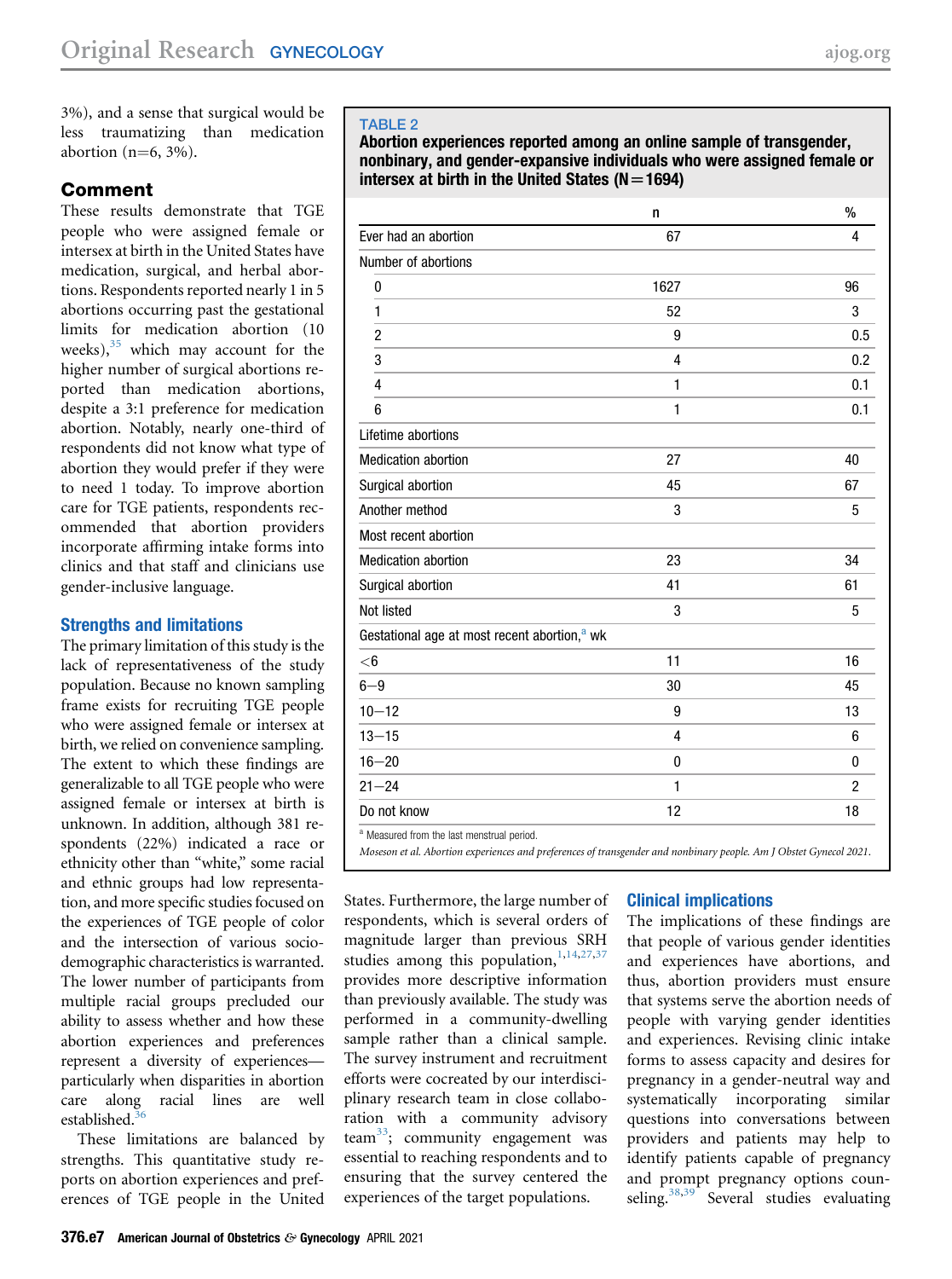3%), and a sense that surgical would be less traumatizing than medication abortion (n=6, 3%).

## Comment

These results demonstrate that TGE people who were assigned female or intersex at birth in the United States have medication, surgical, and herbal abortions. Respondents reported nearly 1 in 5 abortions occurring past the gestational limits for medication abortion (10 weeks),[35] which may account for the higher number of surgical abortions reported than medication abortions, despite a 3:1 preference for medication abortion. Notably, nearly one-third of respondents did not know what type of abortion they would prefer if they were to need 1 today. To improve abortion care for TGE patients, respondents recommended that abortion providers incorporate affirming intake forms into clinics and that staff and clinicians use gender-inclusive language.

**TABLE 2**
**Abortion experiences reported among an online sample of transgender, nonbinary, and gender-expansive individuals who were assigned female or intersex at birth in the United States (N=1694)**

| | n | % |
|---|---|---|
| Ever had an abortion | 67 | 4 |
| Number of abortions | | |
| 0 | 1627 | 96 |
| 1 | 52 | 3 |
| 2 | 9 | 0.5 |
| 3 | 4 | 0.2 |
| 4 | 1 | 0.1 |
| 6 | 1 | 0.1 |
| Lifetime abortions | | |
| Medication abortion | 27 | 40 |
| Surgical abortion | 45 | 67 |
| Another method | 3 | 5 |
| Most recent abortion | | |
| Medication abortion | 23 | 34 |
| Surgical abortion | 41 | 61 |
| Not listed | 3 | 5 |
| Gestational age at most recent abortion,[a] wk | | |
| <6 | 11 | 16 |
| 6–9 | 30 | 45 |
| 10–12 | 9 | 13 |
| 13–15 | 4 | 6 |
| 16–20 | 0 | 0 |
| 21–24 | 1 | 2 |
| Do not know | 12 | 18 |

[a] Measured from the last menstrual period.

*Moseson et al. Abortion experiences and preferences of transgender and nonbinary people. Am J Obstet Gynecol 2021.*

### Strengths and limitations

The primary limitation of this study is the lack of representativeness of the study population. Because no known sampling frame exists for recruiting TGE people who were assigned female or intersex at birth, we relied on convenience sampling. The extent to which these findings are generalizable to all TGE people who were assigned female or intersex at birth is unknown. In addition, although 381 respondents (22%) indicated a race or ethnicity other than "white," some racial and ethnic groups had low representation, and more specific studies focused on the experiences of TGE people of color and the intersection of various sociodemographic characteristics is warranted. The lower number of participants from multiple racial groups precluded our ability to assess whether and how these abortion experiences and preferences represent a diversity of experiences—particularly when disparities in abortion care along racial lines are well established.[36]

These limitations are balanced by strengths. This quantitative study reports on abortion experiences and preferences of TGE people in the United States. Furthermore, the large number of respondents, which is several orders of magnitude larger than previous SRH studies among this population,[1,14,27,37] provides more descriptive information than previously available. The study was performed in a community-dwelling sample rather than a clinical sample. The survey instrument and recruitment efforts were cocreated by our interdisciplinary research team in close collaboration with a community advisory team[33]; community engagement was essential to reaching respondents and to ensuring that the survey centered the experiences of the target populations.

### Clinical implications

The implications of these findings are that people of various gender identities and experiences have abortions, and thus, abortion providers must ensure that systems serve the abortion needs of people with varying gender identities and experiences. Revising clinic intake forms to assess capacity and desires for pregnancy in a gender-neutral way and systematically incorporating similar questions into conversations between providers and patients may help to identify patients capable of pregnancy and prompt pregnancy options counseling.[38,39] Several studies evaluating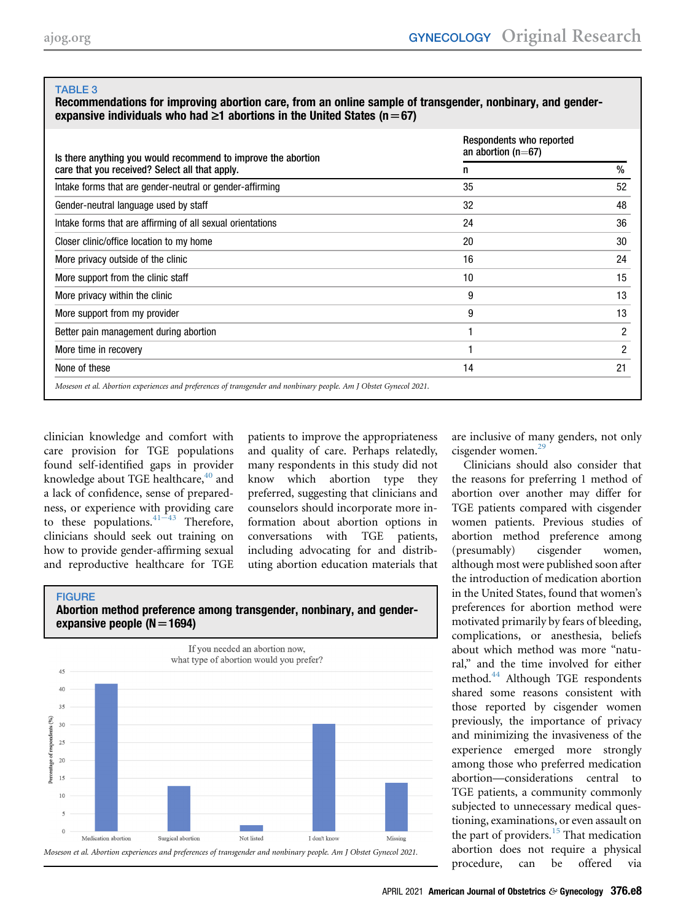**TABLE 3**

**Recommendations for improving abortion care, from an online sample of transgender, nonbinary, and gender-expansive individuals who had ≥1 abortions in the United States (n=67)**

| Is there anything you would recommend to improve the abortion care that you received? Select all that apply. | Respondents who reported an abortion (n=67) | |
|---|---|---|
| | n | % |
| Intake forms that are gender-neutral or gender-affirming | 35 | 52 |
| Gender-neutral language used by staff | 32 | 48 |
| Intake forms that are affirming of all sexual orientations | 24 | 36 |
| Closer clinic/office location to my home | 20 | 30 |
| More privacy outside of the clinic | 16 | 24 |
| More support from the clinic staff | 10 | 15 |
| More privacy within the clinic | 9 | 13 |
| More support from my provider | 9 | 13 |
| Better pain management during abortion | 1 | 2 |
| More time in recovery | 1 | 2 |
| None of these | 14 | 21 |

*Moseson et al. Abortion experiences and preferences of transgender and nonbinary people. Am J Obstet Gynecol 2021.*

clinician knowledge and comfort with care provision for TGE populations found self-identified gaps in provider knowledge about TGE healthcare,[40] and a lack of confidence, sense of preparedness, or experience with providing care to these populations.[41–43] Therefore, clinicians should seek out training on how to provide gender-affirming sexual and reproductive healthcare for TGE patients to improve the appropriateness and quality of care. Perhaps relatedly, many respondents in this study did not know which abortion type they preferred, suggesting that clinicians and counselors should incorporate more information about abortion options in conversations with TGE patients, including advocating for and distributing abortion education materials that are inclusive of many genders, not only cisgender women.[29]

Clinicians should also consider that the reasons for preferring 1 method of abortion over another may differ for TGE patients compared with cisgender women patients. Previous studies of abortion method preference among (presumably) cisgender women, although most were published soon after the introduction of medication abortion in the United States, found that women's preferences for abortion method were motivated primarily by fears of bleeding, complications, or anesthesia, beliefs about which method was more "natural," and the time involved for either method.[44] Although TGE respondents shared some reasons consistent with those reported by cisgender women previously, the importance of privacy and minimizing the invasiveness of the experience emerged more strongly among those who preferred medication abortion—considerations central to TGE patients, a community commonly subjected to unnecessary medical questioning, examinations, or even assault on the part of providers.[15] That medication abortion does not require a physical procedure, can be offered via

**FIGURE**

**Abortion method preference among transgender, nonbinary, and gender-expansive people (N=1694)**

If you needed an abortion now, what type of abortion would you prefer?

| Response | Percentage of respondents (%) (approx.) |
|---|---|
| Medication abortion | ~41.5 |
| Surgical abortion | ~12.8 |
| Not listed | ~1.7 |
| I don't know | ~30.2 |
| Missing | ~13.7 |

*Moseson et al. Abortion experiences and preferences of transgender and nonbinary people. Am J Obstet Gynecol 2021.*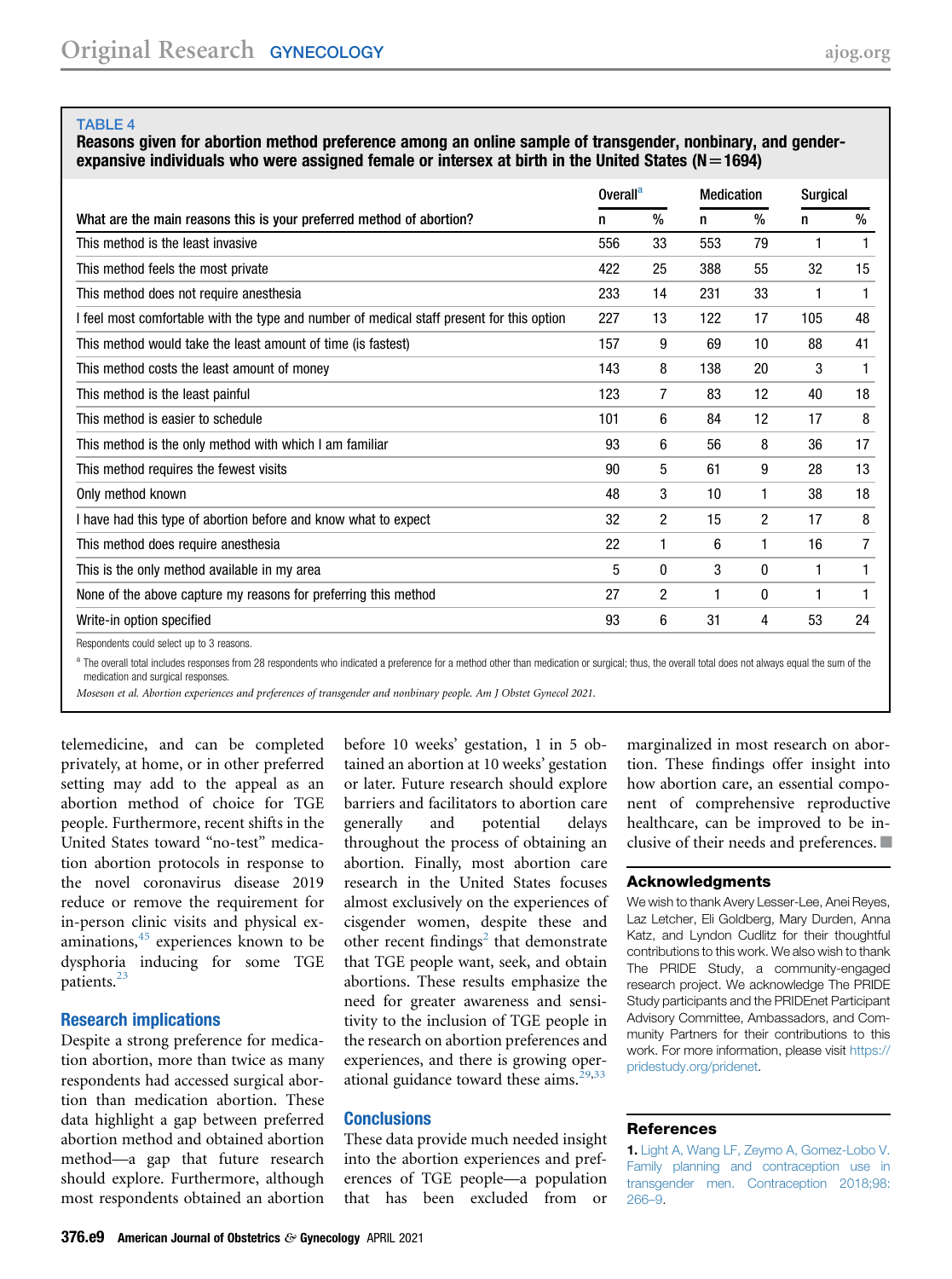**TABLE 4**

**Reasons given for abortion method preference among an online sample of transgender, nonbinary, and gender-expansive individuals who were assigned female or intersex at birth in the United States (N=1694)**

| | Overall[a] | | Medication | | Surgical | |
|---|---|---|---|---|---|---|
| What are the main reasons this is your preferred method of abortion? | n | % | n | % | n | % |
| This method is the least invasive | 556 | 33 | 553 | 79 | 1 | 1 |
| This method feels the most private | 422 | 25 | 388 | 55 | 32 | 15 |
| This method does not require anesthesia | 233 | 14 | 231 | 33 | 1 | 1 |
| I feel most comfortable with the type and number of medical staff present for this option | 227 | 13 | 122 | 17 | 105 | 48 |
| This method would take the least amount of time (is fastest) | 157 | 9 | 69 | 10 | 88 | 41 |
| This method costs the least amount of money | 143 | 8 | 138 | 20 | 3 | 1 |
| This method is the least painful | 123 | 7 | 83 | 12 | 40 | 18 |
| This method is easier to schedule | 101 | 6 | 84 | 12 | 17 | 8 |
| This method is the only method with which I am familiar | 93 | 6 | 56 | 8 | 36 | 17 |
| This method requires the fewest visits | 90 | 5 | 61 | 9 | 28 | 13 |
| Only method known | 48 | 3 | 10 | 1 | 38 | 18 |
| I have had this type of abortion before and know what to expect | 32 | 2 | 15 | 2 | 17 | 8 |
| This method does require anesthesia | 22 | 1 | 6 | 1 | 16 | 7 |
| This is the only method available in my area | 5 | 0 | 3 | 0 | 1 | 1 |
| None of the above capture my reasons for preferring this method | 27 | 2 | 1 | 0 | 1 | 1 |
| Write-in option specified | 93 | 6 | 31 | 4 | 53 | 24 |

Respondents could select up to 3 reasons.

[a] The overall total includes responses from 28 respondents who indicated a preference for a method other than medication or surgical; thus, the overall total does not always equal the sum of the medication and surgical responses.

*Moseson et al. Abortion experiences and preferences of transgender and nonbinary people. Am J Obstet Gynecol 2021.*

telemedicine, and can be completed privately, at home, or in other preferred setting may add to the appeal as an abortion method of choice for TGE people. Furthermore, recent shifts in the United States toward "no-test" medication abortion protocols in response to the novel coronavirus disease 2019 reduce or remove the requirement for in-person clinic visits and physical examinations,[45] experiences known to be dysphoria inducing for some TGE patients.[23]

### Research implications

Despite a strong preference for medication abortion, more than twice as many respondents had accessed surgical abortion than medication abortion. These data highlight a gap between preferred abortion method and obtained abortion method—a gap that future research should explore. Furthermore, although most respondents obtained an abortion before 10 weeks' gestation, 1 in 5 obtained an abortion at 10 weeks' gestation or later. Future research should explore barriers and facilitators to abortion care generally and potential delays throughout the process of obtaining an abortion. Finally, most abortion care research in the United States focuses almost exclusively on the experiences of cisgender women, despite these and other recent findings[2] that demonstrate that TGE people want, seek, and obtain abortions. These results emphasize the need for greater awareness and sensitivity to the inclusion of TGE people in the research on abortion preferences and experiences, and there is growing operational guidance toward these aims.[29,33]

### Conclusions

These data provide much needed insight into the abortion experiences and preferences of TGE people—a population that has been excluded from or marginalized in most research on abortion. These findings offer insight into how abortion care, an essential component of comprehensive reproductive healthcare, can be improved to be inclusive of their needs and preferences. ■

### Acknowledgments

We wish to thank Avery Lesser-Lee, Anei Reyes, Laz Letcher, Eli Goldberg, Mary Durden, Anna Katz, and Lyndon Cudlitz for their thoughtful contributions to this work. We also wish to thank The PRIDE Study, a community-engaged research project. We acknowledge The PRIDE Study participants and the PRIDEnet Participant Advisory Committee, Ambassadors, and Community Partners for their contributions to this work. For more information, please visit https://pridestudy.org/pridenet.

### References

1. Light A, Wang LF, Zeymo A, Gomez-Lobo V. Family planning and contraception use in transgender men. Contraception 2018;98:266–9.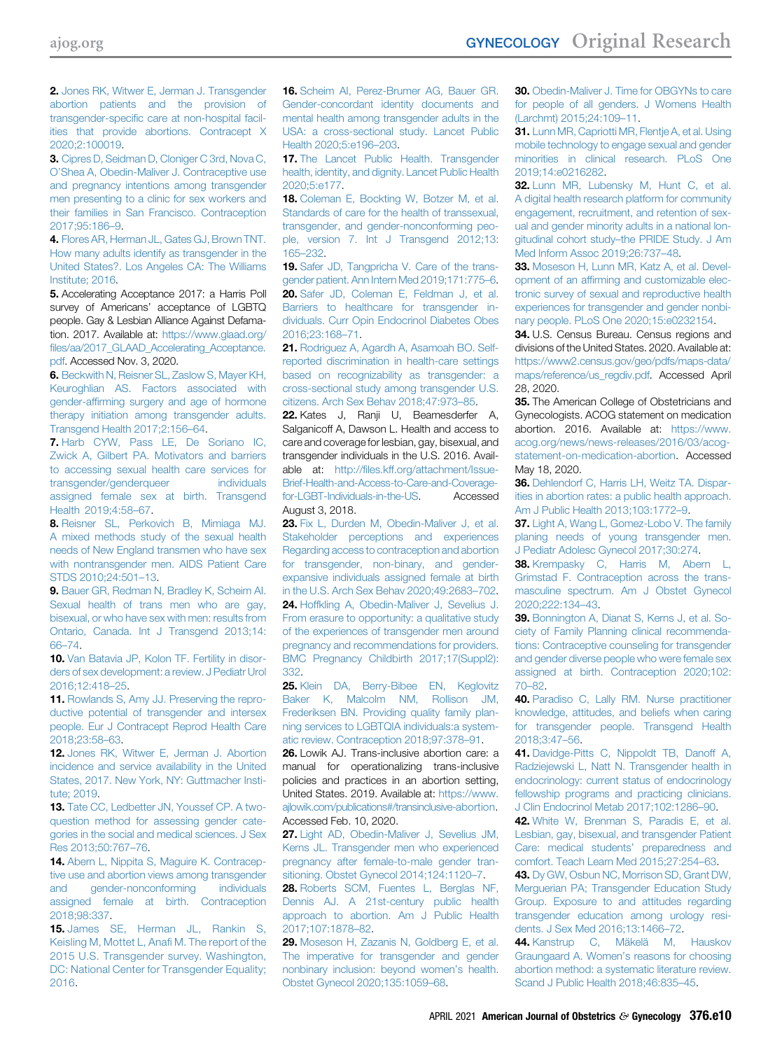2. Jones RK, Witwer E, Jerman J. Transgender abortion patients and the provision of transgender-specific care at non-hospital facilities that provide abortions. Contracept X 2020;2:100019.

3. Cipres D, Seidman D, Cloniger C 3rd, Nova C, O'Shea A, Obedin-Maliver J. Contraceptive use and pregnancy intentions among transgender men presenting to a clinic for sex workers and their families in San Francisco. Contraception 2017;95:186–9.

4. Flores AR, Herman JL, Gates GJ, Brown TNT. How many adults identify as transgender in the United States?. Los Angeles CA: The Williams Institute; 2016.

5. Accelerating Acceptance 2017: a Harris Poll survey of Americans' acceptance of LGBTQ people. Gay & Lesbian Alliance Against Defamation. 2017. Available at: https://www.glaad.org/files/aa/2017_GLAAD_Accelerating_Acceptance.pdf. Accessed Nov. 3, 2020.

6. Beckwith N, Reisner SL, Zaslow S, Mayer KH, Keuroghlian AS. Factors associated with gender-affirming surgery and age of hormone therapy initiation among transgender adults. Transgend Health 2017;2:156–64.

7. Harb CYW, Pass LE, De Soriano IC, Zwick A, Gilbert PA. Motivators and barriers to accessing sexual health care services for transgender/genderqueer individuals assigned female sex at birth. Transgend Health 2019;4:58–67.

8. Reisner SL, Perkovich B, Mimiaga MJ. A mixed methods study of the sexual health needs of New England transmen who have sex with nontransgender men. AIDS Patient Care STDS 2010;24:501–13.

9. Bauer GR, Redman N, Bradley K, Scheim AI. Sexual health of trans men who are gay, bisexual, or who have sex with men: results from Ontario, Canada. Int J Transgend 2013;14:66–74.

10. Van Batavia JP, Kolon TF. Fertility in disorders of sex development: a review. J Pediatr Urol 2016;12:418–25.

11. Rowlands S, Amy JJ. Preserving the reproductive potential of transgender and intersex people. Eur J Contracept Reprod Health Care 2018;23:58–63.

12. Jones RK, Witwer E, Jerman J. Abortion incidence and service availability in the United States, 2017. New York, NY: Guttmacher Institute; 2019.

13. Tate CC, Ledbetter JN, Youssef CP. A two-question method for assessing gender categories in the social and medical sciences. J Sex Res 2013;50:767–76.

14. Abern L, Nippita S, Maguire K. Contraceptive use and abortion views among transgender and gender-nonconforming individuals assigned female at birth. Contraception 2018;98:337.

15. James SE, Herman JL, Rankin S, Keisling M, Mottet L, Anafi M. The report of the 2015 U.S. Transgender survey. Washington, DC: National Center for Transgender Equality; 2016.

16. Scheim AI, Perez-Brumer AG, Bauer GR. Gender-concordant identity documents and mental health among transgender adults in the USA: a cross-sectional study. Lancet Public Health 2020;5:e196–203.

17. The Lancet Public Health. Transgender health, identity, and dignity. Lancet Public Health 2020;5:e177.

18. Coleman E, Bockting W, Botzer M, et al. Standards of care for the health of transsexual, transgender, and gender-nonconforming people, version 7. Int J Transgend 2012;13:165–232.

19. Safer JD, Tangpricha V. Care of the transgender patient. Ann Intern Med 2019;171:775–6.

20. Safer JD, Coleman E, Feldman J, et al. Barriers to healthcare for transgender individuals. Curr Opin Endocrinol Diabetes Obes 2016;23:168–71.

21. Rodriguez A, Agardh A, Asamoah BO. Self-reported discrimination in health-care settings based on recognizability as transgender: a cross-sectional study among transgender U.S. citizens. Arch Sex Behav 2018;47:973–85.

22. Kates J, Ranji U, Beamesderfer A, Salganicoff A, Dawson L. Health and access to care and coverage for lesbian, gay, bisexual, and transgender individuals in the U.S. 2016. Available at: http://files.kff.org/attachment/Issue-Brief-Health-and-Access-to-Care-and-Coverage-for-LGBT-Individuals-in-the-US. Accessed August 3, 2018.

23. Fix L, Durden M, Obedin-Maliver J, et al. Stakeholder perceptions and experiences Regarding access to contraception and abortion for transgender, non-binary, and gender-expansive individuals assigned female at birth in the U.S. Arch Sex Behav 2020;49:2683–702.

24. Hoffkling A, Obedin-Maliver J, Sevelius J. From erasure to opportunity: a qualitative study of the experiences of transgender men around pregnancy and recommendations for providers. BMC Pregnancy Childbirth 2017;17(Suppl2):332.

25. Klein DA, Berry-Bibee EN, Keglovitz Baker K, Malcolm NM, Rollison JM, Frederiksen BN. Providing quality family planning services to LGBTQIA individuals:a systematic review. Contraception 2018;97:378–91.

26. Lowik AJ. Trans-inclusive abortion care: a manual for operationalizing trans-inclusive policies and practices in an abortion setting, United States. 2019. Available at: https://www.ajlowik.com/publications#/transinclusive-abortion. Accessed Feb. 10, 2020.

27. Light AD, Obedin-Maliver J, Sevelius JM, Kerns JL. Transgender men who experienced pregnancy after female-to-male gender transitioning. Obstet Gynecol 2014;124:1120–7.

28. Roberts SCM, Fuentes L, Berglas NF, Dennis AJ. A 21st-century public health approach to abortion. Am J Public Health 2017;107:1878–82.

29. Moseson H, Zazanis N, Goldberg E, et al. The imperative for transgender and gender nonbinary inclusion: beyond women's health. Obstet Gynecol 2020;135:1059–68.

30. Obedin-Maliver J. Time for OBGYNs to care for people of all genders. J Womens Health (Larchmt) 2015;24:109–11.

31. Lunn MR, Capriotti MR, Flentje A, et al. Using mobile technology to engage sexual and gender minorities in clinical research. PLoS One 2019;14:e0216282.

32. Lunn MR, Lubensky M, Hunt C, et al. A digital health research platform for community engagement, recruitment, and retention of sexual and gender minority adults in a national longitudinal cohort study–the PRIDE Study. J Am Med Inform Assoc 2019;26:737–48.

33. Moseson H, Lunn MR, Katz A, et al. Development of an affirming and customizable electronic survey of sexual and reproductive health experiences for transgender and gender nonbinary people. PLoS One 2020;15:e0232154.

34. U.S. Census Bureau. Census regions and divisions of the United States. 2020. Available at: https://www2.census.gov/geo/pdfs/maps-data/maps/reference/us_regdiv.pdf. Accessed April 28, 2020.

35. The American College of Obstetricians and Gynecologists. ACOG statement on medication abortion. 2016. Available at: https://www.acog.org/news/news-releases/2016/03/acog-statement-on-medication-abortion. Accessed May 18, 2020.

36. Dehlendorf C, Harris LH, Weitz TA. Disparities in abortion rates: a public health approach. Am J Public Health 2013;103:1772–9.

37. Light A, Wang L, Gomez-Lobo V. The family planing needs of young transgender men. J Pediatr Adolesc Gynecol 2017;30:274.

38. Krempasky C, Harris M, Abern L, Grimstad F. Contraception across the transmasculine spectrum. Am J Obstet Gynecol 2020;222:134–43.

39. Bonnington A, Dianat S, Kerns J, et al. Society of Family Planning clinical recommendations: Contraceptive counseling for transgender and gender diverse people who were female sex assigned at birth. Contraception 2020;102:70–82.

40. Paradiso C, Lally RM. Nurse practitioner knowledge, attitudes, and beliefs when caring for transgender people. Transgend Health 2018;3:47–56.

41. Davidge-Pitts C, Nippoldt TB, Danoff A, Radziejewski L, Natt N. Transgender health in endocrinology: current status of endocrinology fellowship programs and practicing clinicians. J Clin Endocrinol Metab 2017;102:1286–90.

42. White W, Brenman S, Paradis E, et al. Lesbian, gay, bisexual, and transgender Patient Care: medical students' preparedness and comfort. Teach Learn Med 2015;27:254–63.

43. Dy GW, Osbun NC, Morrison SD, Grant DW, Merguerian PA; Transgender Education Study Group. Exposure to and attitudes regarding transgender education among urology residents. J Sex Med 2016;13:1466–72.

44. Kanstrup C, Mäkelä M, Hauskov Graungaard A. Women's reasons for choosing abortion method: a systematic literature review. Scand J Public Health 2018;46:835–45.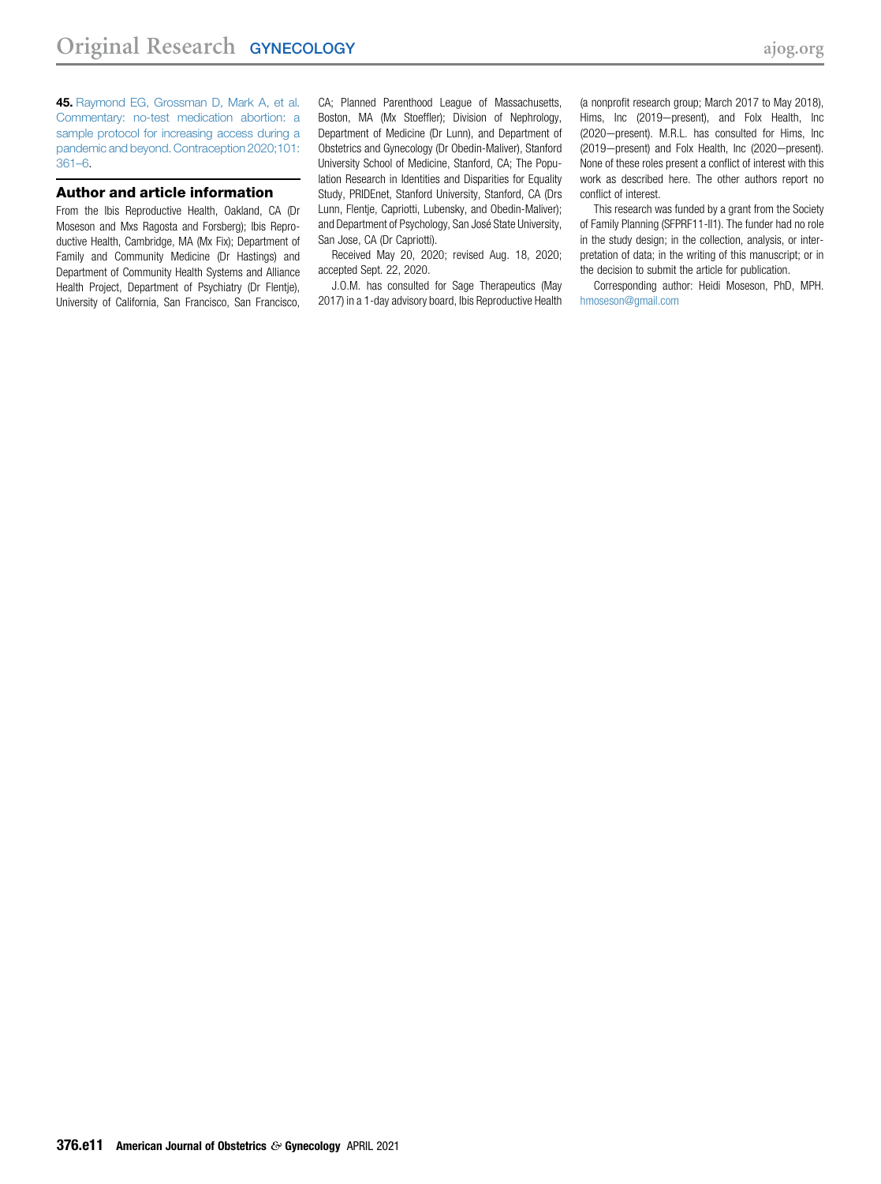45. Raymond EG, Grossman D, Mark A, et al. Commentary: no-test medication abortion: a sample protocol for increasing access during a pandemic and beyond. Contraception 2020;101:361–6.

## Author and article information

From the Ibis Reproductive Health, Oakland, CA (Dr Moseson and Mxs Ragosta and Forsberg); Ibis Reproductive Health, Cambridge, MA (Mx Fix); Department of Family and Community Medicine (Dr Hastings) and Department of Community Health Systems and Alliance Health Project, Department of Psychiatry (Dr Flentje), University of California, San Francisco, San Francisco, CA; Planned Parenthood League of Massachusetts, Boston, MA (Mx Stoeffler); Division of Nephrology, Department of Medicine (Dr Lunn), and Department of Obstetrics and Gynecology (Dr Obedin-Maliver), Stanford University School of Medicine, Stanford, CA; The Population Research in Identities and Disparities for Equality Study, PRIDEnet, Stanford University, Stanford, CA (Drs Lunn, Flentje, Capriotti, Lubensky, and Obedin-Maliver); and Department of Psychology, San José State University, San Jose, CA (Dr Capriotti).

Received May 20, 2020; revised Aug. 18, 2020; accepted Sept. 22, 2020.

J.O.M. has consulted for Sage Therapeutics (May 2017) in a 1-day advisory board, Ibis Reproductive Health (a nonprofit research group; March 2017 to May 2018), Hims, Inc (2019—present), and Folx Health, Inc (2020—present). M.R.L. has consulted for Hims, Inc (2019—present) and Folx Health, Inc (2020—present). None of these roles present a conflict of interest with this work as described here. The other authors report no conflict of interest.

This research was funded by a grant from the Society of Family Planning (SFPRF11-II1). The funder had no role in the study design; in the collection, analysis, or interpretation of data; in the writing of this manuscript; or in the decision to submit the article for publication.

Corresponding author: Heidi Moseson, PhD, MPH. hmoseson@gmail.com